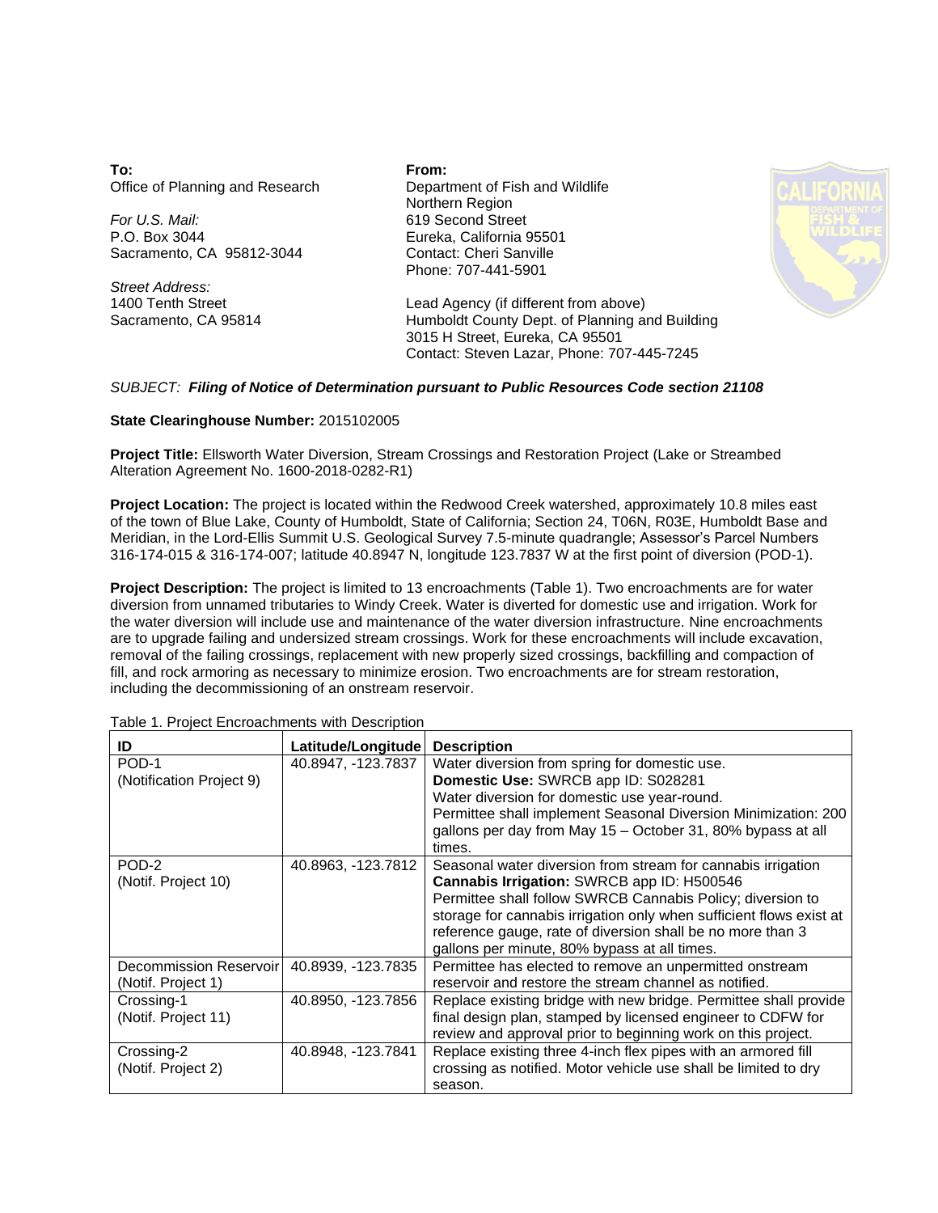**To:**
Office of Planning and Research

*For U.S. Mail:*
P.O. Box 3044
Sacramento, CA 95812-3044

*Street Address:*
1400 Tenth Street
Sacramento, CA 95814

**From:**
Department of Fish and Wildlife
Northern Region
619 Second Street
Eureka, California 95501
Contact: Cheri Sanville
Phone: 707-441-5901

Lead Agency (if different from above)
Humboldt County Dept. of Planning and Building
3015 H Street, Eureka, CA 95501
Contact: Steven Lazar, Phone: 707-445-7245

*SUBJECT:* ***Filing of Notice of Determination pursuant to Public Resources Code section 21108***

**State Clearinghouse Number:** 2015102005

**Project Title:** Ellsworth Water Diversion, Stream Crossings and Restoration Project (Lake or Streambed Alteration Agreement No. 1600-2018-0282-R1)

**Project Location:** The project is located within the Redwood Creek watershed, approximately 10.8 miles east of the town of Blue Lake, County of Humboldt, State of California; Section 24, T06N, R03E, Humboldt Base and Meridian, in the Lord-Ellis Summit U.S. Geological Survey 7.5-minute quadrangle; Assessor's Parcel Numbers 316-174-015 & 316-174-007; latitude 40.8947 N, longitude 123.7837 W at the first point of diversion (POD-1).

**Project Description:** The project is limited to 13 encroachments (Table 1). Two encroachments are for water diversion from unnamed tributaries to Windy Creek. Water is diverted for domestic use and irrigation. Work for the water diversion will include use and maintenance of the water diversion infrastructure. Nine encroachments are to upgrade failing and undersized stream crossings. Work for these encroachments will include excavation, removal of the failing crossings, replacement with new properly sized crossings, backfilling and compaction of fill, and rock armoring as necessary to minimize erosion. Two encroachments are for stream restoration, including the decommissioning of an onstream reservoir.

Table 1. Project Encroachments with Description

| ID | Latitude/Longitude | Description |
|---|---|---|
| POD-1 (Notification Project 9) | 40.8947, -123.7837 | Water diversion from spring for domestic use. **Domestic Use:** SWRCB app ID: S028281 Water diversion for domestic use year-round. Permittee shall implement Seasonal Diversion Minimization: 200 gallons per day from May 15 – October 31, 80% bypass at all times. |
| POD-2 (Notif. Project 10) | 40.8963, -123.7812 | Seasonal water diversion from stream for cannabis irrigation **Cannabis Irrigation:** SWRCB app ID: H500546 Permittee shall follow SWRCB Cannabis Policy; diversion to storage for cannabis irrigation only when sufficient flows exist at reference gauge, rate of diversion shall be no more than 3 gallons per minute, 80% bypass at all times. |
| Decommission Reservoir (Notif. Project 1) | 40.8939, -123.7835 | Permittee has elected to remove an unpermitted onstream reservoir and restore the stream channel as notified. |
| Crossing-1 (Notif. Project 11) | 40.8950, -123.7856 | Replace existing bridge with new bridge. Permittee shall provide final design plan, stamped by licensed engineer to CDFW for review and approval prior to beginning work on this project. |
| Crossing-2 (Notif. Project 2) | 40.8948, -123.7841 | Replace existing three 4-inch flex pipes with an armored fill crossing as notified. Motor vehicle use shall be limited to dry season. |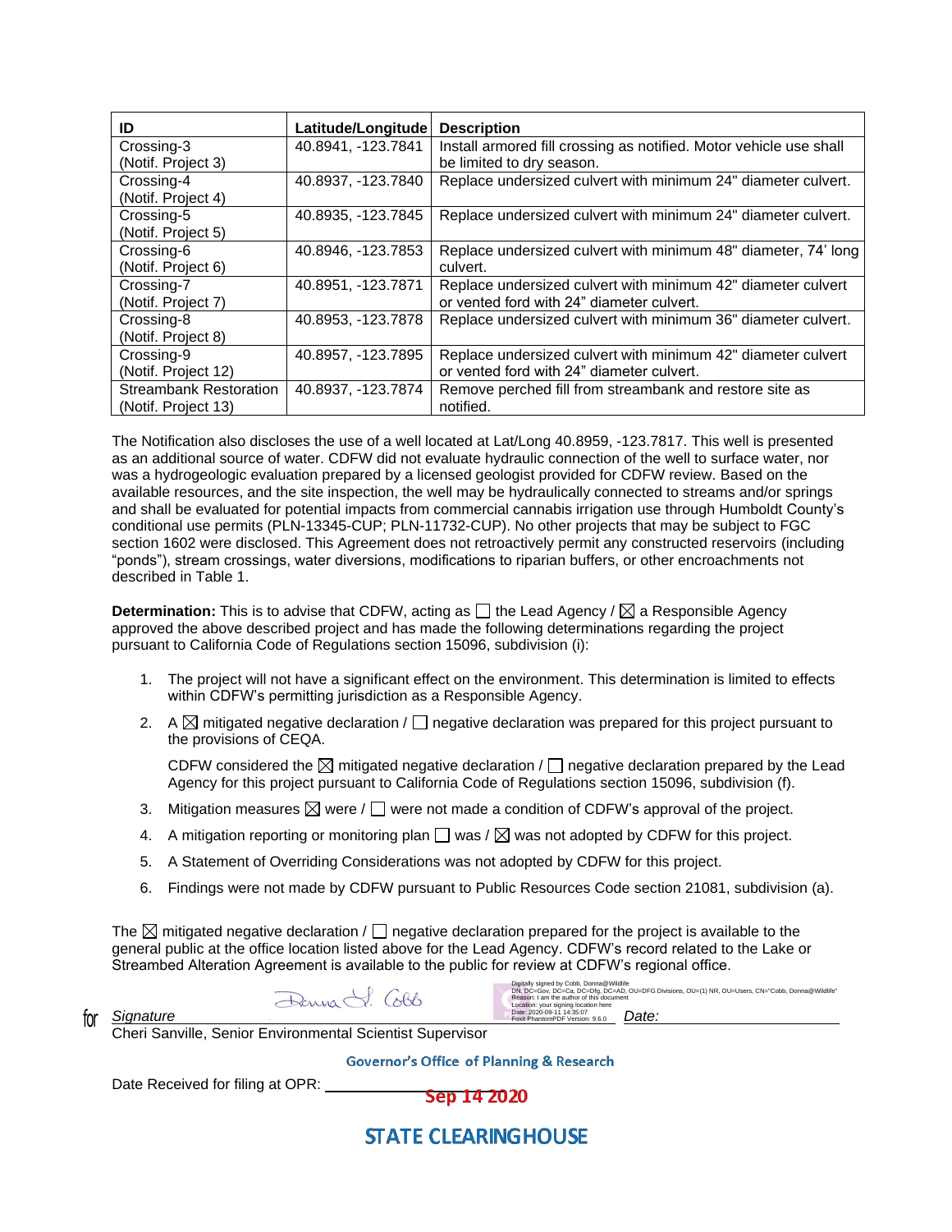| ID | Latitude/Longitude | Description |
|---|---|---|
| Crossing-3 (Notif. Project 3) | 40.8941, -123.7841 | Install armored fill crossing as notified. Motor vehicle use shall be limited to dry season. |
| Crossing-4 (Notif. Project 4) | 40.8937, -123.7840 | Replace undersized culvert with minimum 24" diameter culvert. |
| Crossing-5 (Notif. Project 5) | 40.8935, -123.7845 | Replace undersized culvert with minimum 24" diameter culvert. |
| Crossing-6 (Notif. Project 6) | 40.8946, -123.7853 | Replace undersized culvert with minimum 48" diameter, 74' long culvert. |
| Crossing-7 (Notif. Project 7) | 40.8951, -123.7871 | Replace undersized culvert with minimum 42" diameter culvert or vented ford with 24" diameter culvert. |
| Crossing-8 (Notif. Project 8) | 40.8953, -123.7878 | Replace undersized culvert with minimum 36" diameter culvert. |
| Crossing-9 (Notif. Project 12) | 40.8957, -123.7895 | Replace undersized culvert with minimum 42" diameter culvert or vented ford with 24" diameter culvert. |
| Streambank Restoration (Notif. Project 13) | 40.8937, -123.7874 | Remove perched fill from streambank and restore site as notified. |

The Notification also discloses the use of a well located at Lat/Long 40.8959, -123.7817. This well is presented as an additional source of water. CDFW did not evaluate hydraulic connection of the well to surface water, nor was a hydrogeologic evaluation prepared by a licensed geologist provided for CDFW review. Based on the available resources, and the site inspection, the well may be hydraulically connected to streams and/or springs and shall be evaluated for potential impacts from commercial cannabis irrigation use through Humboldt County's conditional use permits (PLN-13345-CUP; PLN-11732-CUP). No other projects that may be subject to FGC section 1602 were disclosed. This Agreement does not retroactively permit any constructed reservoirs (including "ponds"), stream crossings, water diversions, modifications to riparian buffers, or other encroachments not described in Table 1.

**Determination:** This is to advise that CDFW, acting as ☐ the Lead Agency / ☒ a Responsible Agency approved the above described project and has made the following determinations regarding the project pursuant to California Code of Regulations section 15096, subdivision (i):

1. The project will not have a significant effect on the environment. This determination is limited to effects within CDFW's permitting jurisdiction as a Responsible Agency.
2. A ☒ mitigated negative declaration / ☐ negative declaration was prepared for this project pursuant to the provisions of CEQA.

   CDFW considered the ☒ mitigated negative declaration / ☐ negative declaration prepared by the Lead Agency for this project pursuant to California Code of Regulations section 15096, subdivision (f).
3. Mitigation measures ☒ were / ☐ were not made a condition of CDFW's approval of the project.
4. A mitigation reporting or monitoring plan ☐ was / ☒ was not adopted by CDFW for this project.
5. A Statement of Overriding Considerations was not adopted by CDFW for this project.
6. Findings were not made by CDFW pursuant to Public Resources Code section 21081, subdivision (a).

The ☒ mitigated negative declaration / ☐ negative declaration prepared for the project is available to the general public at the office location listed above for the Lead Agency. CDFW's record related to the Lake or Streambed Alteration Agreement is available to the public for review at CDFW's regional office.

for *Signature* Donna L. Cobb

Digitally signed by Cobb, Donna@Wildlife
DN: DC=Gov, DC=Ca, DC=Dfg, DC=AD, OU=DFG Divisions, OU=(1) NR, OU=Users, CN="Cobb, Donna@Wildlife"
Reason: I am the author of this document
Location: your signing location here
Date: 2020-09-11 14:35:07
Foxit PhantomPDF Version: 9.6.0

*Date:*

Cheri Sanville, Senior Environmental Scientist Supervisor

Governor's Office of Planning & Research

Date Received for filing at OPR: Sep 14 2020

STATE CLEARINGHOUSE